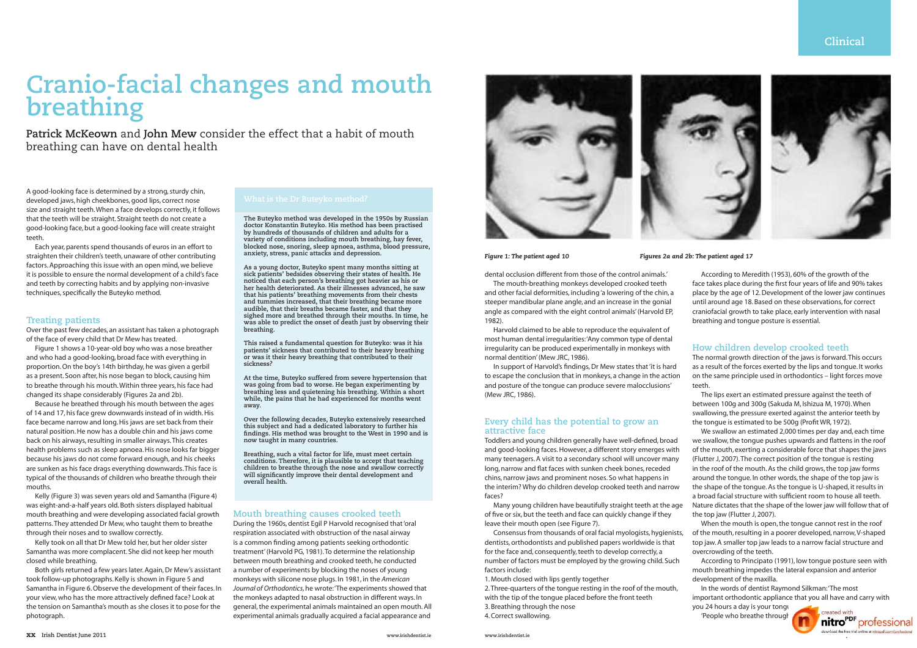# Cranio-facial changes and mouth breathing

**Patrick McKeown** and **John Mew** consider the effect that a habit of mouth breathing can have on dental health

A good-looking face is determined by a strong, sturdy chin, developed jaws, high cheekbones, good lips, correct nose size and straight teeth. When a face develops correctly, it follows that the teeth will be straight. Straight teeth do not create a good-looking face, but a good-looking face will create straight teeth.

Each year, parents spend thousands of euros in an effort to straighten their children's teeth, unaware of other contributing factors. Approaching this issue with an open mind, we believe it is possible to ensure the normal development of a child's face and teeth by correcting habits and by applying non-invasive techniques, specifically the Buteyko method.

## Treating patients

Over the past few decades, an assistant has taken a photograph of the face of every child that Dr Mew has treated.

Figure 1 shows a 10-year-old boy who was a nose breather and who had a good-looking, broad face with everything in proportion. On the boy's 14th birthday, he was given a gerbil as a present. Soon after, his nose began to block, causing him to breathe through his mouth. Within three years, his face had changed its shape considerably (Figures 2a and 2b).

Because he breathed through his mouth between the ages of 14 and 17, his face grew downwards instead of in width. His face became narrow and long. His jaws are set back from their natural position. He now has a double chin and his jaws come back on his airways, resulting in smaller airways. This creates health problems such as sleep apnoea. His nose looks far bigger because his jaws do not come forward enough, and his cheeks are sunken as his face drags everything downwards. This face is typical of the thousands of children who breathe through their mouths.

Kelly (Figure 3) was seven years old and Samantha (Figure 4) was eight-and-a-half years old. Both sisters displayed habitual mouth breathing and were developing associated facial growth patterns. They attended Dr Mew, who taught them to breathe through their noses and to swallow correctly.

Kelly took on all that Dr Mew told her, but her older sister Samantha was more complacent. She did not keep her mouth closed while breathing.

Both girls returned a few years later. Again, Dr Mew's assistant took follow-up photographs. Kelly is shown in Figure 5 and Samantha in Figure 6. Observe the development of their faces. In your view, who has the more attractively defined face? Look at the tension on Samantha's mouth as she closes it to pose for the photograph.

### What is the Dr Buteyko method?

**The Buteyko method was developed in the 1950s by Russian doctor Konstantin Buteyko. His method has been practised by hundreds of thousands of children and adults for a variety of conditions including mouth breathing, hay fever, blocked nose, snoring, sleep apnoea, asthma, blood pressure, anxiety, stress, panic attacks and depression.**

**As a young doctor, Buteyko spent many months sitting at sick patients' bedsides observing their states of health. He noticed that each person's breathing got heavier as his or her health deteriorated. As their illnesses advanced, he saw that his patients' breathing movements from their chests and tummies increased, that their breathing became more audible, that their breaths became faster, and that they sighed more and breathed through their mouths. In time, he was able to predict the onset of death just by observing their breathing.**

**This raised a fundamental question for Buteyko: was it his patients' sickness that contributed to their heavy breathing or was it their heavy breathing that contributed to their sickness?**

**At the time, Buteyko suffered from severe hypertension that was going from bad to worse. He began experimenting by breathing less and quietening his breathing. Within a short while, the pains that he had experienced for months went away.**

**Over the following decades, Buteyko extensively researched this subject and had a dedicated laboratory to further his findings. His method was brought to the West in 1990 and is now taught in many countries.**

**Breathing, such a vital factor for life, must meet certain conditions. Therefore, it is plausible to accept that teaching children to breathe through the nose and swallow correctly will significantly improve their dental development and overall health.**

## Mouth breathing causes crooked teeth

During the 1960s, dentist Egil P Harvold recognised that 'oral respiration associated with obstruction of the nasal airway is a common finding among patients seeking orthodontic treatment' (Harvold PG, 1981). To determine the relationship between mouth breathing and crooked teeth, he conducted a number of experiments by blocking the noses of young monkeys with silicone nose plugs. In 1981, in the *American Journal of Orthodontics*, he wrote: 'The experiments showed that the monkeys adapted to nasal obstruction in different ways. In general, the experimental animals maintained an open mouth. All experimental animals gradually acquired a facial appearance and dental occlusion different from those of the control animals.'

The mouth-breathing monkeys developed crooked teeth and other facial deformities, including 'a lowering of the chin, a steeper mandibular plane angle, and an increase in the gonial angle as compared with the eight control animals' (Harvold EP, 1982).

Harvold claimed to be able to reproduce the equivalent of most human dental irregularities: 'Any common type of dental irregularity can be produced experimentally in monkeys with normal dentition' (Mew JRC, 1986).

In support of Harvold's findings, Dr Mew states that 'it is hard to escape the conclusion that in monkeys, a change in the action and posture of the tongue can produce severe malocclusions' (Mew JRC, 1986).

*Figure 1: The patient aged 10*

*Figures 2a and 2b: The patient aged 17*

## Every child has the potential to grow an attractive face

Toddlers and young children generally have well-defined, broad and good-looking faces. However, a different story emerges with many teenagers. A visit to a secondary school will uncover many long, narrow and flat faces with sunken cheek bones, receded chins, narrow jaws and prominent noses. So what happens in the interim? Why do children develop crooked teeth and narrow faces?

Many young children have beautifully straight teeth at the age of five or six, but the teeth and face can quickly change if they leave their mouth open (see Figure 7).

Consensus from thousands of oral facial myologists, hygienists, dentists, orthodontists and published papers worldwide is that for the face and, consequently, teeth to develop correctly, a number of factors must be employed by the growing child. Such factors include:

1. Mouth closed with lips gently together
2. Three-quarters of the tongue resting in the roof of the mouth, with the tip of the tongue placed before the front teeth
3. Breathing through the nose
4. Correct swallowing.

According to Meredith (1953), 60% of the growth of the face takes place during the first four years of life and 90% takes place by the age of 12. Development of the lower jaw continues until around age 18. Based on these observations, for correct craniofacial growth to take place, early intervention with nasal breathing and tongue posture is essential.

## How children develop crooked teeth

The normal growth direction of the jaws is forward. This occurs as a result of the forces exerted by the lips and tongue. It works on the same principle used in orthodontics – light forces move teeth.

The lips exert an estimated pressure against the teeth of between 100g and 300g (Sakuda M, Ishizua M, 1970). When swallowing, the pressure exerted against the anterior teeth by the tongue is estimated to be 500g (Profit WR, 1972).

We swallow an estimated 2,000 times per day and, each time we swallow, the tongue pushes upwards and flattens in the roof of the mouth, exerting a considerable force that shapes the jaws (Flutter J, 2007). The correct position of the tongue is resting in the roof of the mouth. As the child grows, the top jaw forms around the tongue. In other words, the shape of the top jaw is the shape of the tongue. As the tongue is U-shaped, it results in a broad facial structure with sufficient room to house all teeth. Nature dictates that the shape of the lower jaw will follow that of the top jaw (Flutter J, 2007).

When the mouth is open, the tongue cannot rest in the roof of the mouth, resulting in a poorer developed, narrow, V-shaped top jaw. A smaller top jaw leads to a narrow facial structure and overcrowding of the teeth.

According to Principato (1991), low tongue posture seen with mouth breathing impedes the lateral expansion and anterior development of the maxilla.

In the words of dentist Raymond Silkman: 'The most important orthodontic appliance that you all have and carry with you 24 hours a day is your tongu

'People who breathe through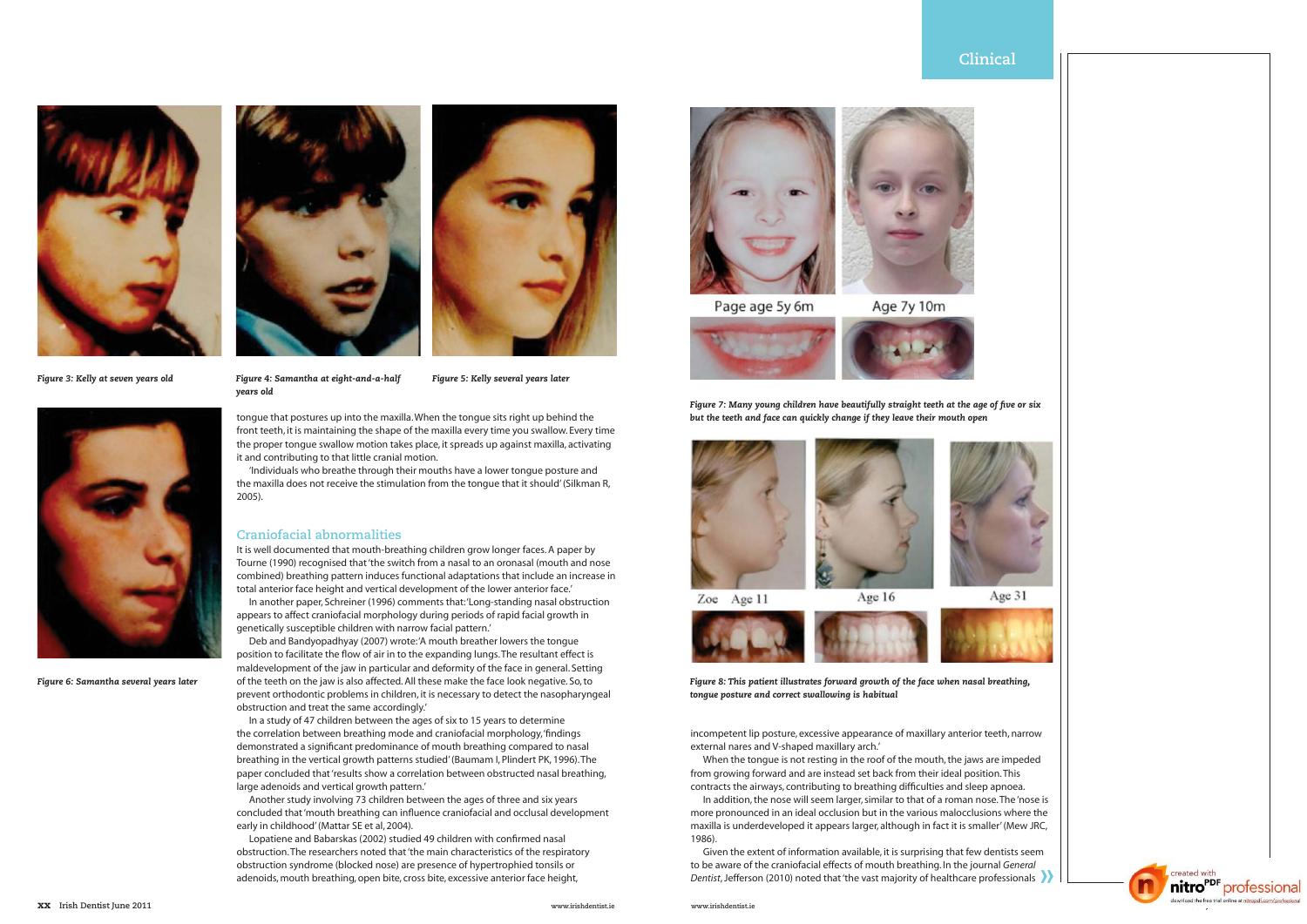*Figure 3: Kelly at seven years old*

*Figure 4: Samantha at eight-and-a-half years old*

*Figure 5: Kelly several years later*

*Figure 6: Samantha several years later*

tongue that postures up into the maxilla. When the tongue sits right up behind the front teeth, it is maintaining the shape of the maxilla every time you swallow. Every time the proper tongue swallow motion takes place, it spreads up against maxilla, activating it and contributing to that little cranial motion.

'Individuals who breathe through their mouths have a lower tongue posture and the maxilla does not receive the stimulation from the tongue that it should' (Silkman R, 2005).

## Craniofacial abnormalities

It is well documented that mouth-breathing children grow longer faces. A paper by Tourne (1990) recognised that 'the switch from a nasal to an oronasal (mouth and nose combined) breathing pattern induces functional adaptations that include an increase in total anterior face height and vertical development of the lower anterior face.'

In another paper, Schreiner (1996) comments that: 'Long-standing nasal obstruction appears to affect craniofacial morphology during periods of rapid facial growth in genetically susceptible children with narrow facial pattern.'

Deb and Bandyopadhyay (2007) wrote: 'A mouth breather lowers the tongue position to facilitate the flow of air in to the expanding lungs. The resultant effect is maldevelopment of the jaw in particular and deformity of the face in general. Setting of the teeth on the jaw is also affected. All these make the face look negative. So, to prevent orthodontic problems in children, it is necessary to detect the nasopharyngeal obstruction and treat the same accordingly.'

In a study of 47 children between the ages of six to 15 years to determine the correlation between breathing mode and craniofacial morphology, 'findings demonstrated a significant predominance of mouth breathing compared to nasal breathing in the vertical growth patterns studied' (Baumam I, Plindert PK, 1996). The paper concluded that 'results show a correlation between obstructed nasal breathing, large adenoids and vertical growth pattern.'

Another study involving 73 children between the ages of three and six years concluded that 'mouth breathing can influence craniofacial and occlusal development early in childhood' (Mattar SE et al, 2004).

Lopatiene and Babarskas (2002) studied 49 children with confirmed nasal obstruction. The researchers noted that 'the main characteristics of the respiratory obstruction syndrome (blocked nose) are presence of hypertrophied tonsils or adenoids, mouth breathing, open bite, cross bite, excessive anterior face height, incompetent lip posture, excessive appearance of maxillary anterior teeth, narrow external nares and V-shaped maxillary arch.'

Page age 5y 6m — Age 7y 10m

*Figure 7: Many young children have beautifully straight teeth at the age of five or six but the teeth and face can quickly change if they leave their mouth open*

Zoe Age 11 — Age 16 — Age 31

*Figure 8: This patient illustrates forward growth of the face when nasal breathing, tongue posture and correct swallowing is habitual*

When the tongue is not resting in the roof of the mouth, the jaws are impeded from growing forward and are instead set back from their ideal position. This contracts the airways, contributing to breathing difficulties and sleep apnoea.

In addition, the nose will seem larger, similar to that of a roman nose. The 'nose is more pronounced in an ideal occlusion but in the various malocclusions where the maxilla is underdeveloped it appears larger, although in fact it is smaller' (Mew JRC, 1986).

Given the extent of information available, it is surprising that few dentists seem to be aware of the craniofacial effects of mouth breathing. In the journal *General Dentist*, Jefferson (2010) noted that 'the vast majority of healthcare professionals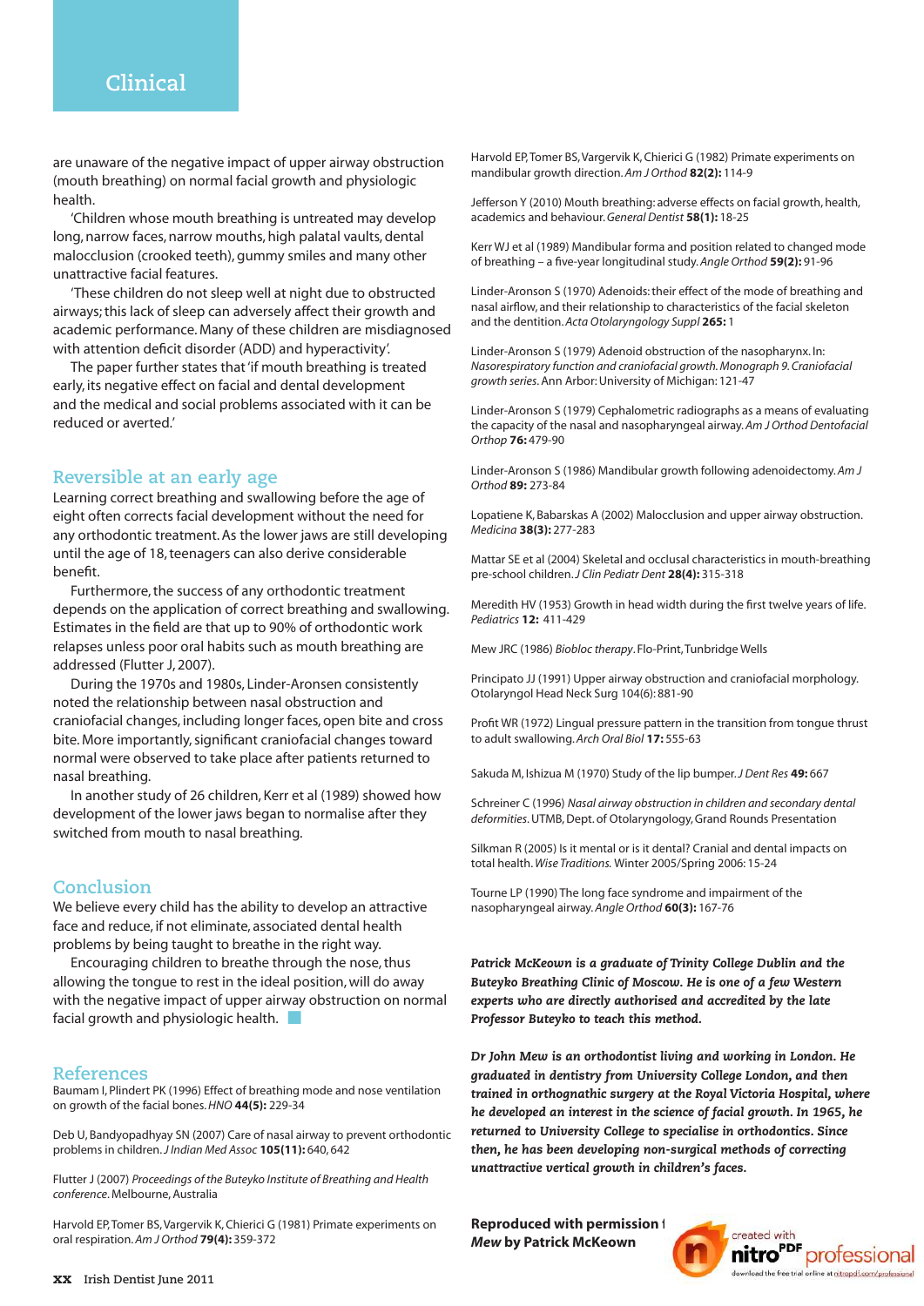are unaware of the negative impact of upper airway obstruction (mouth breathing) on normal facial growth and physiologic health.

'Children whose mouth breathing is untreated may develop long, narrow faces, narrow mouths, high palatal vaults, dental malocclusion (crooked teeth), gummy smiles and many other unattractive facial features.

'These children do not sleep well at night due to obstructed airways; this lack of sleep can adversely affect their growth and academic performance. Many of these children are misdiagnosed with attention deficit disorder (ADD) and hyperactivity'.

The paper further states that 'if mouth breathing is treated early, its negative effect on facial and dental development and the medical and social problems associated with it can be reduced or averted.'

## Reversible at an early age

Learning correct breathing and swallowing before the age of eight often corrects facial development without the need for any orthodontic treatment. As the lower jaws are still developing until the age of 18, teenagers can also derive considerable benefit.

Furthermore, the success of any orthodontic treatment depends on the application of correct breathing and swallowing. Estimates in the field are that up to 90% of orthodontic work relapses unless poor oral habits such as mouth breathing are addressed (Flutter J, 2007).

During the 1970s and 1980s, Linder-Aronsen consistently noted the relationship between nasal obstruction and craniofacial changes, including longer faces, open bite and cross bite. More importantly, significant craniofacial changes toward normal were observed to take place after patients returned to nasal breathing.

In another study of 26 children, Kerr et al (1989) showed how development of the lower jaws began to normalise after they switched from mouth to nasal breathing.

## Conclusion

We believe every child has the ability to develop an attractive face and reduce, if not eliminate, associated dental health problems by being taught to breathe in the right way.

Encouraging children to breathe through the nose, thus allowing the tongue to rest in the ideal position, will do away with the negative impact of upper airway obstruction on normal facial growth and physiologic health.

## References

Baumam I, Plindert PK (1996) Effect of breathing mode and nose ventilation on growth of the facial bones. *HNO* **44(5):** 229-34

Deb U, Bandyopadhyay SN (2007) Care of nasal airway to prevent orthodontic problems in children. *J Indian Med Assoc* **105(11):** 640, 642

Flutter J (2007) *Proceedings of the Buteyko Institute of Breathing and Health conference.* Melbourne, Australia

Harvold EP, Tomer BS, Vargervik K, Chierici G (1981) Primate experiments on oral respiration. *Am J Orthod* **79(4):** 359-372

Harvold EP, Tomer BS, Vargervik K, Chierici G (1982) Primate experiments on mandibular growth direction. *Am J Orthod* **82(2):** 114-9

Jefferson Y (2010) Mouth breathing: adverse effects on facial growth, health, academics and behaviour. *General Dentist* **58(1):** 18-25

Kerr WJ et al (1989) Mandibular forma and position related to changed mode of breathing – a five-year longitudinal study. *Angle Orthod* **59(2):** 91-96

Linder-Aronson S (1970) Adenoids: their effect of the mode of breathing and nasal airflow, and their relationship to characteristics of the facial skeleton and the dentition. *Acta Otolaryngology Suppl* **265:** 1

Linder-Aronson S (1979) Adenoid obstruction of the nasopharynx. In: *Nasorespiratory function and craniofacial growth. Monograph 9. Craniofacial growth series.* Ann Arbor: University of Michigan: 121-47

Linder-Aronson S (1979) Cephalometric radiographs as a means of evaluating the capacity of the nasal and nasopharyngeal airway. *Am J Orthod Dentofacial Orthop* **76:** 479-90

Linder-Aronson S (1986) Mandibular growth following adenoidectomy. *Am J Orthod* **89:** 273-84

Lopatiene K, Babarskas A (2002) Malocclusion and upper airway obstruction. *Medicina* **38(3):** 277-283

Mattar SE et al (2004) Skeletal and occlusal characteristics in mouth-breathing pre-school children. *J Clin Pediatr Dent* **28(4):** 315-318

Meredith HV (1953) Growth in head width during the first twelve years of life. *Pediatrics* **12:** 411-429

Mew JRC (1986) *Biobloc therapy*. Flo-Print, Tunbridge Wells

Principato JJ (1991) Upper airway obstruction and craniofacial morphology. Otolaryngol Head Neck Surg 104(6): 881-90

Profit WR (1972) Lingual pressure pattern in the transition from tongue thrust to adult swallowing. *Arch Oral Biol* **17:** 555-63

Sakuda M, Ishizua M (1970) Study of the lip bumper. *J Dent Res* **49:** 667

Schreiner C (1996) *Nasal airway obstruction in children and secondary dental deformities*. UTMB, Dept. of Otolaryngology, Grand Rounds Presentation

Silkman R (2005) Is it mental or is it dental? Cranial and dental impacts on total health. *Wise Traditions.* Winter 2005/Spring 2006: 15-24

Tourne LP (1990) The long face syndrome and impairment of the nasopharyngeal airway. *Angle Orthod* **60(3):** 167-76

***Patrick McKeown is a graduate of Trinity College Dublin and the Buteyko Breathing Clinic of Moscow. He is one of a few Western experts who are directly authorised and accredited by the late Professor Buteyko to teach this method.***

***Dr John Mew is an orthodontist living and working in London. He graduated in dentistry from University College London, and then trained in orthognathic surgery at the Royal Victoria Hospital, where he developed an interest in the science of facial growth. In 1965, he returned to University College to specialise in orthodontics. Since then, he has been developing non-surgical methods of correcting unattractive vertical growth in children's faces.***

**Reproduced with permission f** ***Mew*** **by Patrick McKeown**